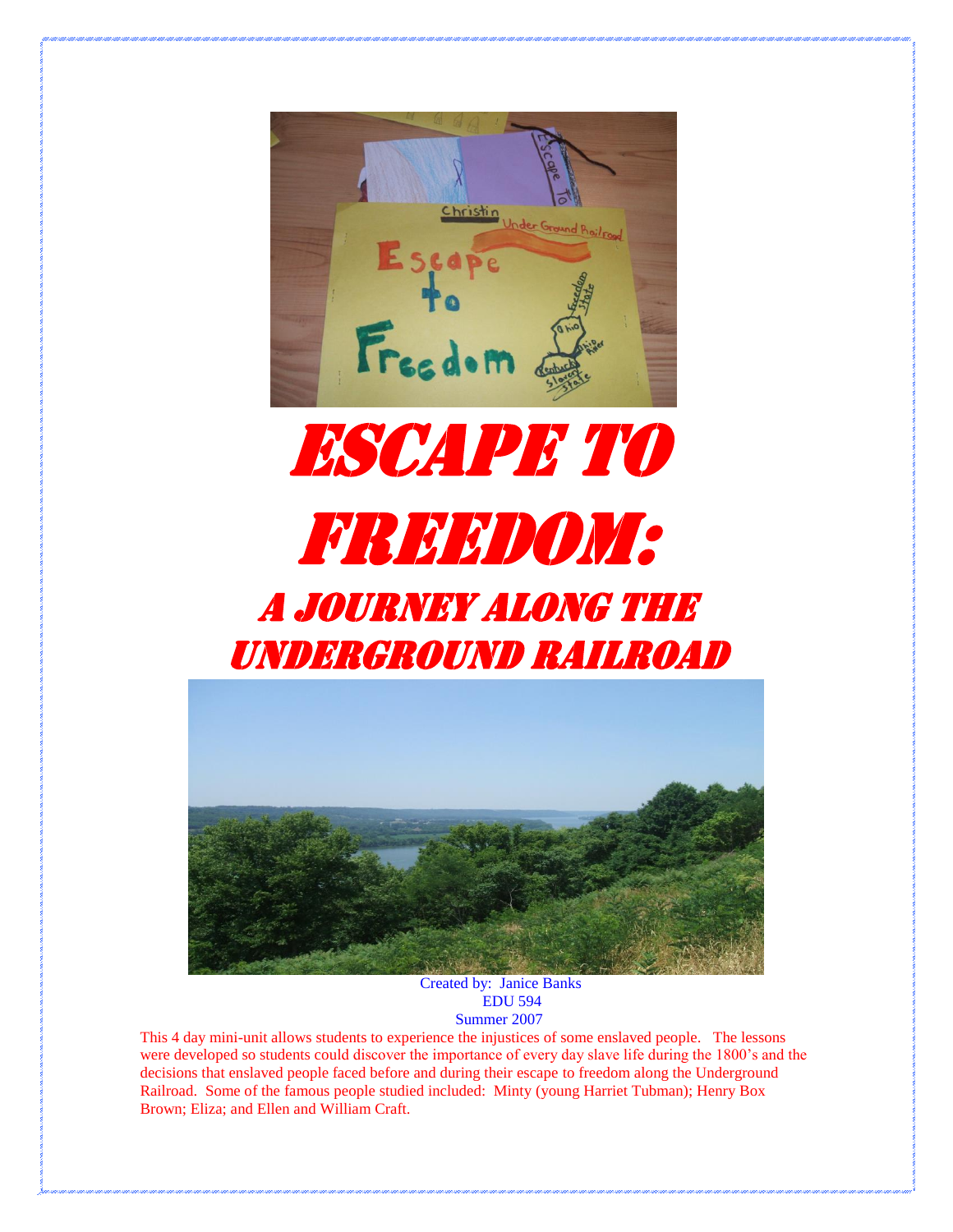# ESCAPE TO FREEDOM:

## A JOURNEY ALONG THE UNDERGROUND RAILROAD

Created by: Janice Banks
EDU 594
Summer 2007

This 4 day mini-unit allows students to experience the injustices of some enslaved people. The lessons were developed so students could discover the importance of every day slave life during the 1800's and the decisions that enslaved people faced before and during their escape to freedom along the Underground Railroad. Some of the famous people studied included: Minty (young Harriet Tubman); Henry Box Brown; Eliza; and Ellen and William Craft.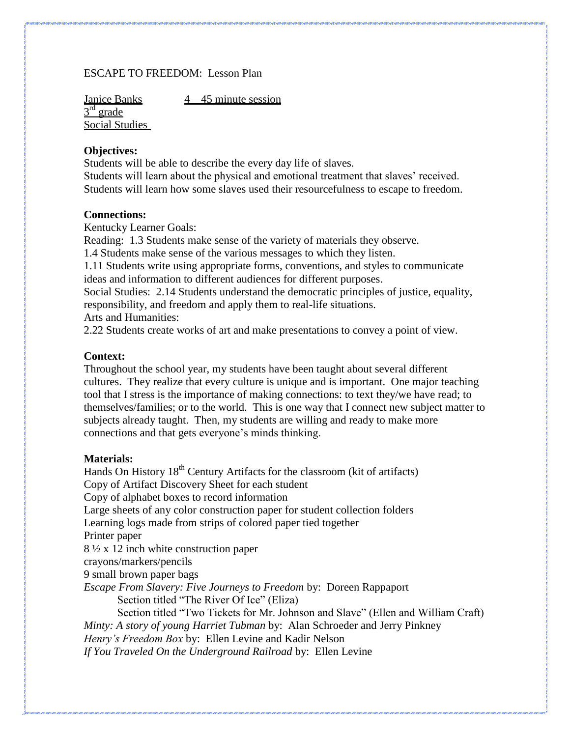ESCAPE TO FREEDOM: Lesson Plan

Janice Banks 4—45 minute session
3rd grade
Social Studies

**Objectives:**

Students will be able to describe the every day life of slaves.
Students will learn about the physical and emotional treatment that slaves' received.
Students will learn how some slaves used their resourcefulness to escape to freedom.

**Connections:**

Kentucky Learner Goals:
Reading: 1.3 Students make sense of the variety of materials they observe.
1.4 Students make sense of the various messages to which they listen.
1.11 Students write using appropriate forms, conventions, and styles to communicate ideas and information to different audiences for different purposes.
Social Studies: 2.14 Students understand the democratic principles of justice, equality, responsibility, and freedom and apply them to real-life situations.
Arts and Humanities:
2.22 Students create works of art and make presentations to convey a point of view.

**Context:**

Throughout the school year, my students have been taught about several different cultures. They realize that every culture is unique and is important. One major teaching tool that I stress is the importance of making connections: to text they/we have read; to themselves/families; or to the world. This is one way that I connect new subject matter to subjects already taught. Then, my students are willing and ready to make more connections and that gets everyone's minds thinking.

**Materials:**

Hands On History 18th Century Artifacts for the classroom (kit of artifacts)
Copy of Artifact Discovery Sheet for each student
Copy of alphabet boxes to record information
Large sheets of any color construction paper for student collection folders
Learning logs made from strips of colored paper tied together
Printer paper
8 ½ x 12 inch white construction paper
crayons/markers/pencils
9 small brown paper bags
*Escape From Slavery: Five Journeys to Freedom* by: Doreen Rappaport
    Section titled "The River Of Ice" (Eliza)
    Section titled "Two Tickets for Mr. Johnson and Slave" (Ellen and William Craft)
*Minty: A story of young Harriet Tubman* by: Alan Schroeder and Jerry Pinkney
*Henry's Freedom Box* by: Ellen Levine and Kadir Nelson
*If You Traveled On the Underground Railroad* by: Ellen Levine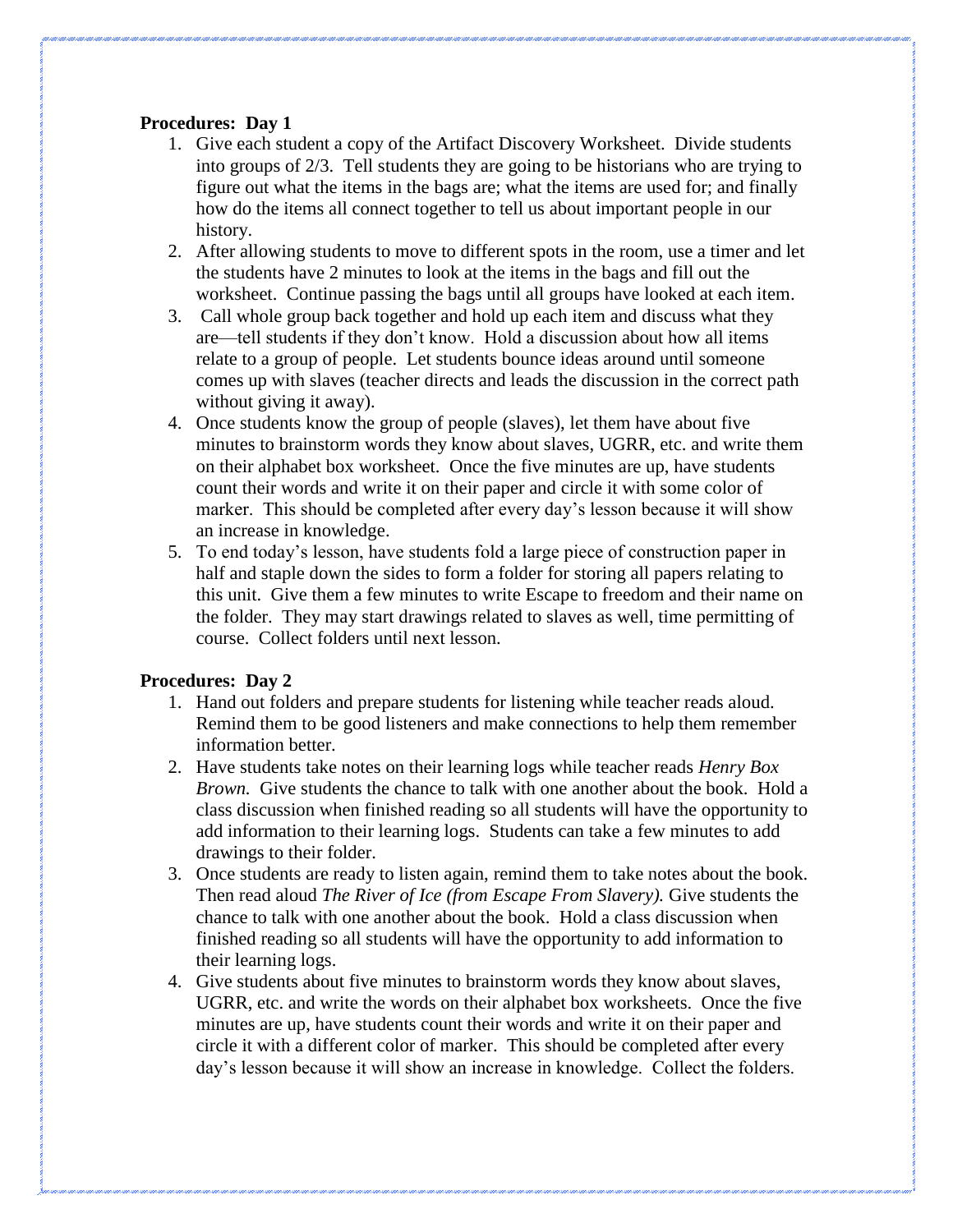**Procedures: Day 1**

1. Give each student a copy of the Artifact Discovery Worksheet. Divide students into groups of 2/3. Tell students they are going to be historians who are trying to figure out what the items in the bags are; what the items are used for; and finally how do the items all connect together to tell us about important people in our history.
2. After allowing students to move to different spots in the room, use a timer and let the students have 2 minutes to look at the items in the bags and fill out the worksheet. Continue passing the bags until all groups have looked at each item.
3. Call whole group back together and hold up each item and discuss what they are—tell students if they don't know. Hold a discussion about how all items relate to a group of people. Let students bounce ideas around until someone comes up with slaves (teacher directs and leads the discussion in the correct path without giving it away).
4. Once students know the group of people (slaves), let them have about five minutes to brainstorm words they know about slaves, UGRR, etc. and write them on their alphabet box worksheet. Once the five minutes are up, have students count their words and write it on their paper and circle it with some color of marker. This should be completed after every day's lesson because it will show an increase in knowledge.
5. To end today's lesson, have students fold a large piece of construction paper in half and staple down the sides to form a folder for storing all papers relating to this unit. Give them a few minutes to write Escape to freedom and their name on the folder. They may start drawings related to slaves as well, time permitting of course. Collect folders until next lesson.

**Procedures: Day 2**

1. Hand out folders and prepare students for listening while teacher reads aloud. Remind them to be good listeners and make connections to help them remember information better.
2. Have students take notes on their learning logs while teacher reads *Henry Box Brown.* Give students the chance to talk with one another about the book. Hold a class discussion when finished reading so all students will have the opportunity to add information to their learning logs. Students can take a few minutes to add drawings to their folder.
3. Once students are ready to listen again, remind them to take notes about the book. Then read aloud *The River of Ice (from Escape From Slavery).* Give students the chance to talk with one another about the book. Hold a class discussion when finished reading so all students will have the opportunity to add information to their learning logs.
4. Give students about five minutes to brainstorm words they know about slaves, UGRR, etc. and write the words on their alphabet box worksheets. Once the five minutes are up, have students count their words and write it on their paper and circle it with a different color of marker. This should be completed after every day's lesson because it will show an increase in knowledge. Collect the folders.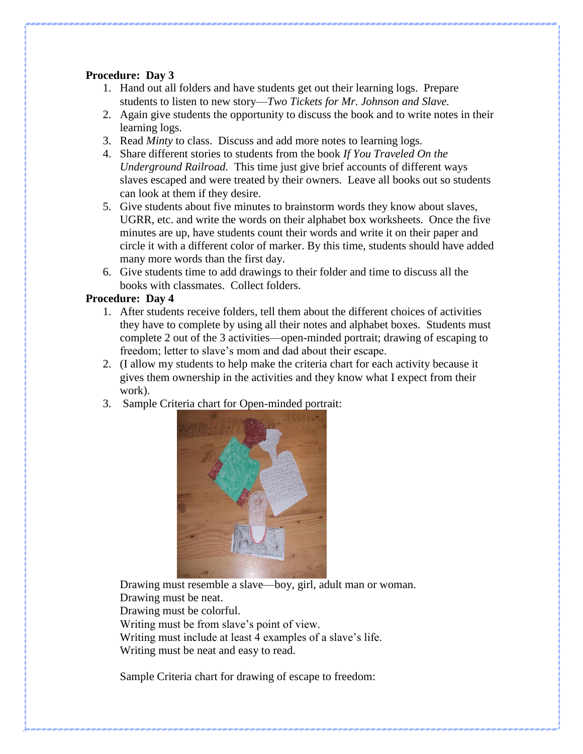**Procedure: Day 3**

1. Hand out all folders and have students get out their learning logs. Prepare students to listen to new story—*Two Tickets for Mr. Johnson and Slave.*
2. Again give students the opportunity to discuss the book and to write notes in their learning logs.
3. Read *Minty* to class. Discuss and add more notes to learning logs.
4. Share different stories to students from the book *If You Traveled On the Underground Railroad.* This time just give brief accounts of different ways slaves escaped and were treated by their owners. Leave all books out so students can look at them if they desire.
5. Give students about five minutes to brainstorm words they know about slaves, UGRR, etc. and write the words on their alphabet box worksheets. Once the five minutes are up, have students count their words and write it on their paper and circle it with a different color of marker. By this time, students should have added many more words than the first day.
6. Give students time to add drawings to their folder and time to discuss all the books with classmates. Collect folders.

**Procedure: Day 4**

1. After students receive folders, tell them about the different choices of activities they have to complete by using all their notes and alphabet boxes. Students must complete 2 out of the 3 activities—open-minded portrait; drawing of escaping to freedom; letter to slave's mom and dad about their escape.
2. (I allow my students to help make the criteria chart for each activity because it gives them ownership in the activities and they know what I expect from their work).
3. Sample Criteria chart for Open-minded portrait:

   Drawing must resemble a slave—boy, girl, adult man or woman.
   Drawing must be neat.
   Drawing must be colorful.
   Writing must be from slave's point of view.
   Writing must include at least 4 examples of a slave's life.
   Writing must be neat and easy to read.

   Sample Criteria chart for drawing of escape to freedom: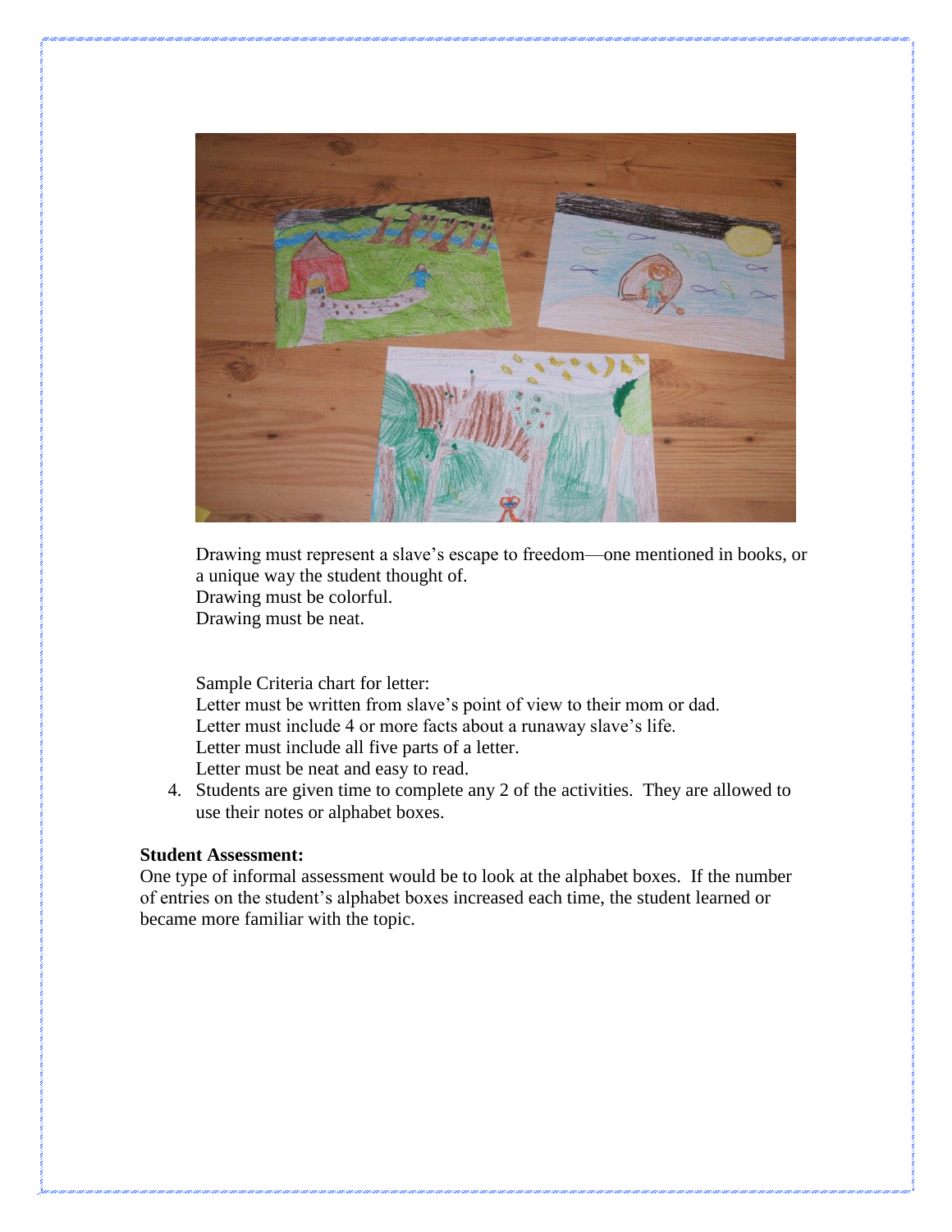Drawing must represent a slave's escape to freedom—one mentioned in books, or a unique way the student thought of.
Drawing must be colorful.
Drawing must be neat.

Sample Criteria chart for letter:
Letter must be written from slave's point of view to their mom or dad.
Letter must include 4 or more facts about a runaway slave's life.
Letter must include all five parts of a letter.
Letter must be neat and easy to read.

4. Students are given time to complete any 2 of the activities. They are allowed to use their notes or alphabet boxes.

**Student Assessment:**
One type of informal assessment would be to look at the alphabet boxes. If the number of entries on the student's alphabet boxes increased each time, the student learned or became more familiar with the topic.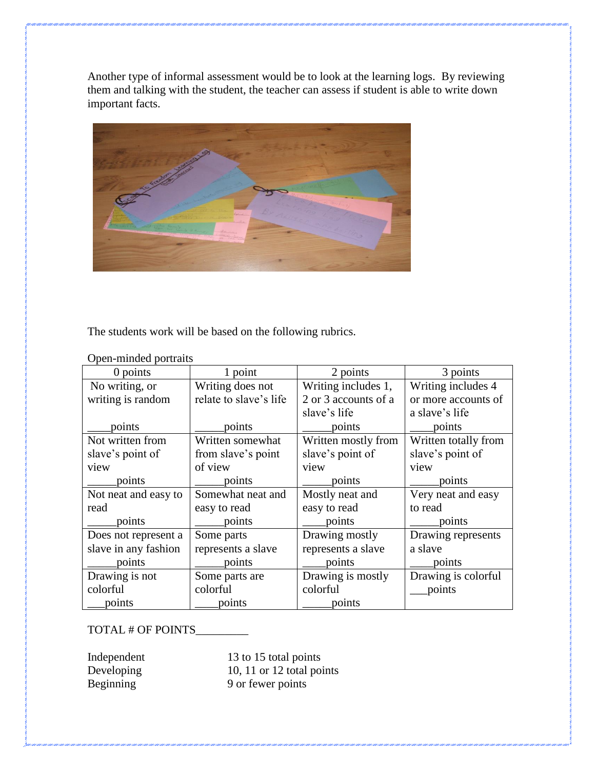Another type of informal assessment would be to look at the learning logs. By reviewing them and talking with the student, the teacher can assess if student is able to write down important facts.

The students work will be based on the following rubrics.

Open-minded portraits

| 0 points | 1 point | 2 points | 3 points |
|---|---|---|---|
| No writing, or writing is random ____points | Writing does not relate to slave's life _____points | Writing includes 1, 2 or 3 accounts of a slave's life _____points | Writing includes 4 or more accounts of a slave's life ____points |
| Not written from slave's point of view _____points | Written somewhat from slave's point of view _____points | Written mostly from slave's point of view _____points | Written totally from slave's point of view _____points |
| Not neat and easy to read _____points | Somewhat neat and easy to read _____points | Mostly neat and easy to read ____points | Very neat and easy to read _____points |
| Does not represent a slave in any fashion _____points | Some parts represents a slave _____points | Drawing mostly represents a slave ____points | Drawing represents a slave ____points |
| Drawing is not colorful ___points | Some parts are colorful ____points | Drawing is mostly colorful _____points | Drawing is colorful ___points |

TOTAL # OF POINTS_________

| | |
|---|---|
| Independent | 13 to 15 total points |
| Developing | 10, 11 or 12 total points |
| Beginning | 9 or fewer points |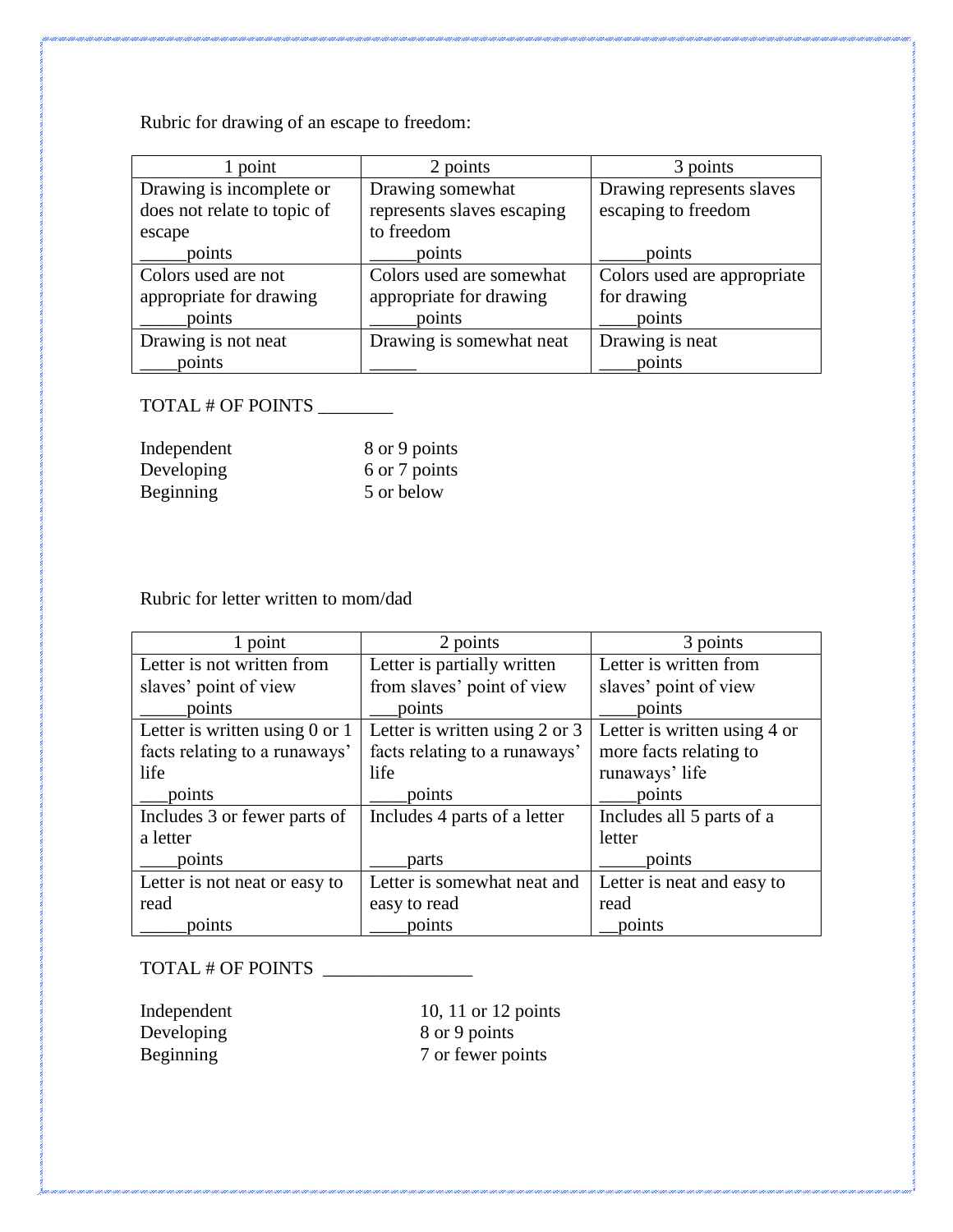Rubric for drawing of an escape to freedom:

| 1 point | 2 points | 3 points |
|---|---|---|
| Drawing is incomplete or does not relate to topic of escape _____points | Drawing somewhat represents slaves escaping to freedom _____points | Drawing represents slaves escaping to freedom _____points |
| Colors used are not appropriate for drawing _____points | Colors used are somewhat appropriate for drawing _____points | Colors used are appropriate for drawing ____points |
| Drawing is not neat ____points | Drawing is somewhat neat _____ | Drawing is neat ____points |

TOTAL # OF POINTS ________

| | |
|---|---|
| Independent | 8 or 9 points |
| Developing | 6 or 7 points |
| Beginning | 5 or below |

Rubric for letter written to mom/dad

| 1 point | 2 points | 3 points |
|---|---|---|
| Letter is not written from slaves' point of view _____points | Letter is partially written from slaves' point of view ___points | Letter is written from slaves' point of view ____points |
| Letter is written using 0 or 1 facts relating to a runaways' life ___points | Letter is written using 2 or 3 facts relating to a runaways' life ____points | Letter is written using 4 or more facts relating to runaways' life ____points |
| Includes 3 or fewer parts of a letter ____points | Includes 4 parts of a letter ____parts | Includes all 5 parts of a letter _____points |
| Letter is not neat or easy to read _____points | Letter is somewhat neat and easy to read ____points | Letter is neat and easy to read __points |

TOTAL # OF POINTS ________________

| | |
|---|---|
| Independent | 10, 11 or 12 points |
| Developing | 8 or 9 points |
| Beginning | 7 or fewer points |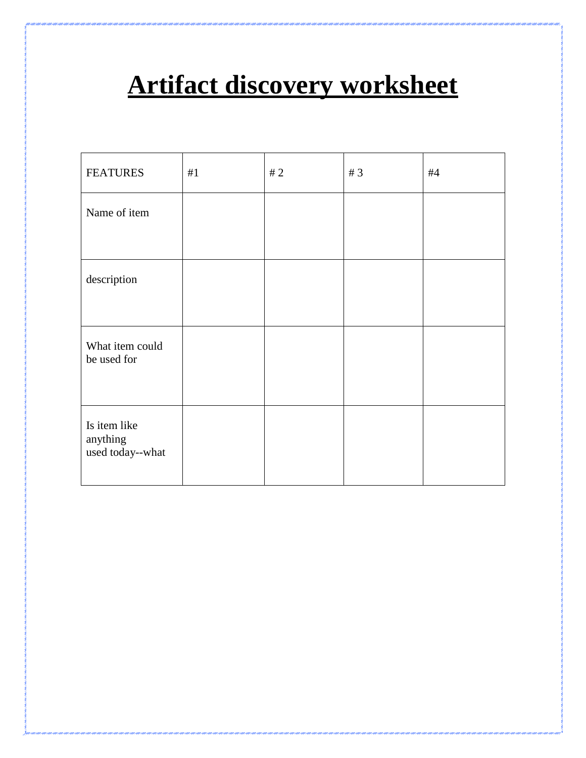# Artifact discovery worksheet

| FEATURES | #1 | # 2 | # 3 | #4 |
|---|---|---|---|---|
| Name of item | | | | |
| description | | | | |
| What item could be used for | | | | |
| Is item like anything used today--what | | | | |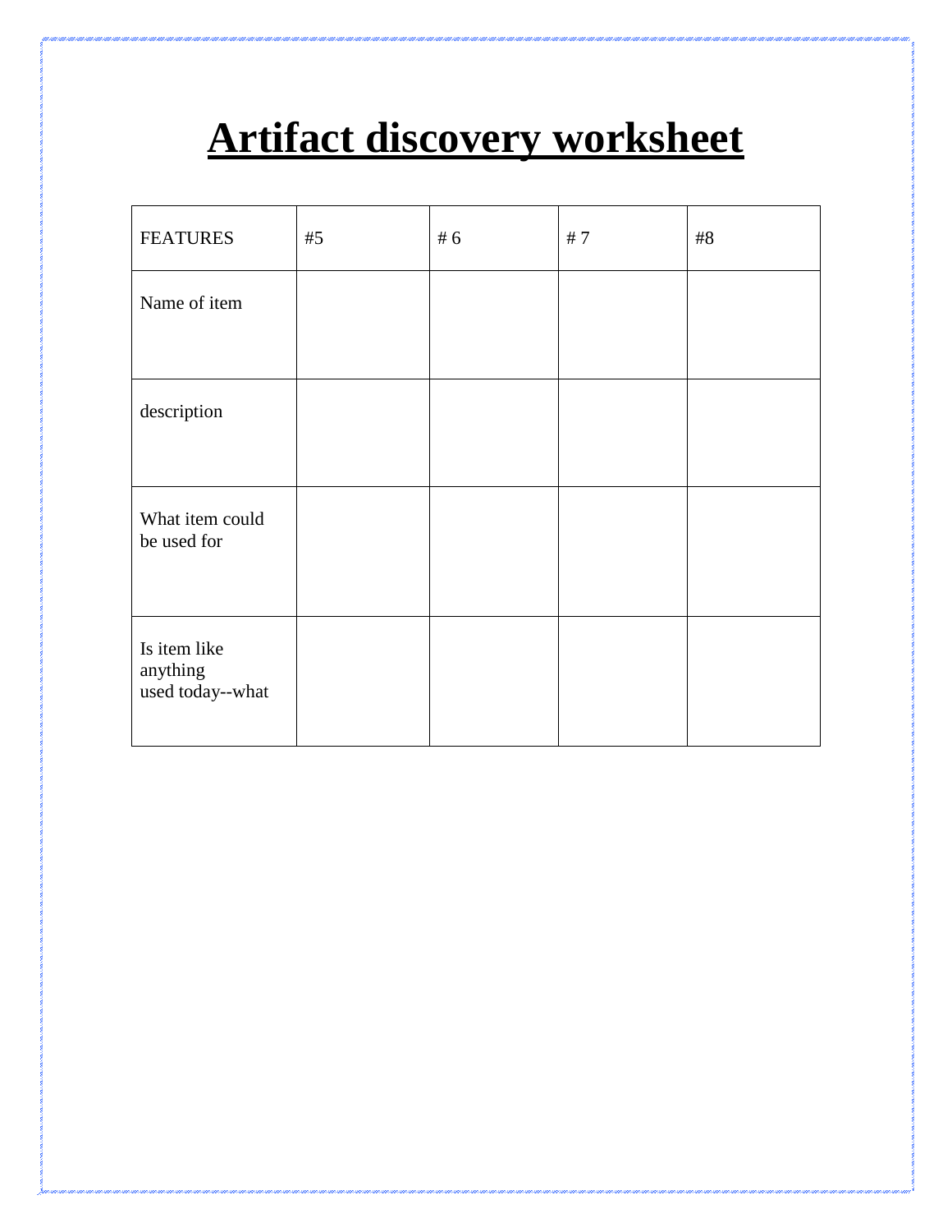# **Artifact discovery worksheet**

| FEATURES | #5 | # 6 | # 7 | #8 |
|---|---|---|---|---|
| Name of item | | | | |
| description | | | | |
| What item could be used for | | | | |
| Is item like anything used today--what | | | | |